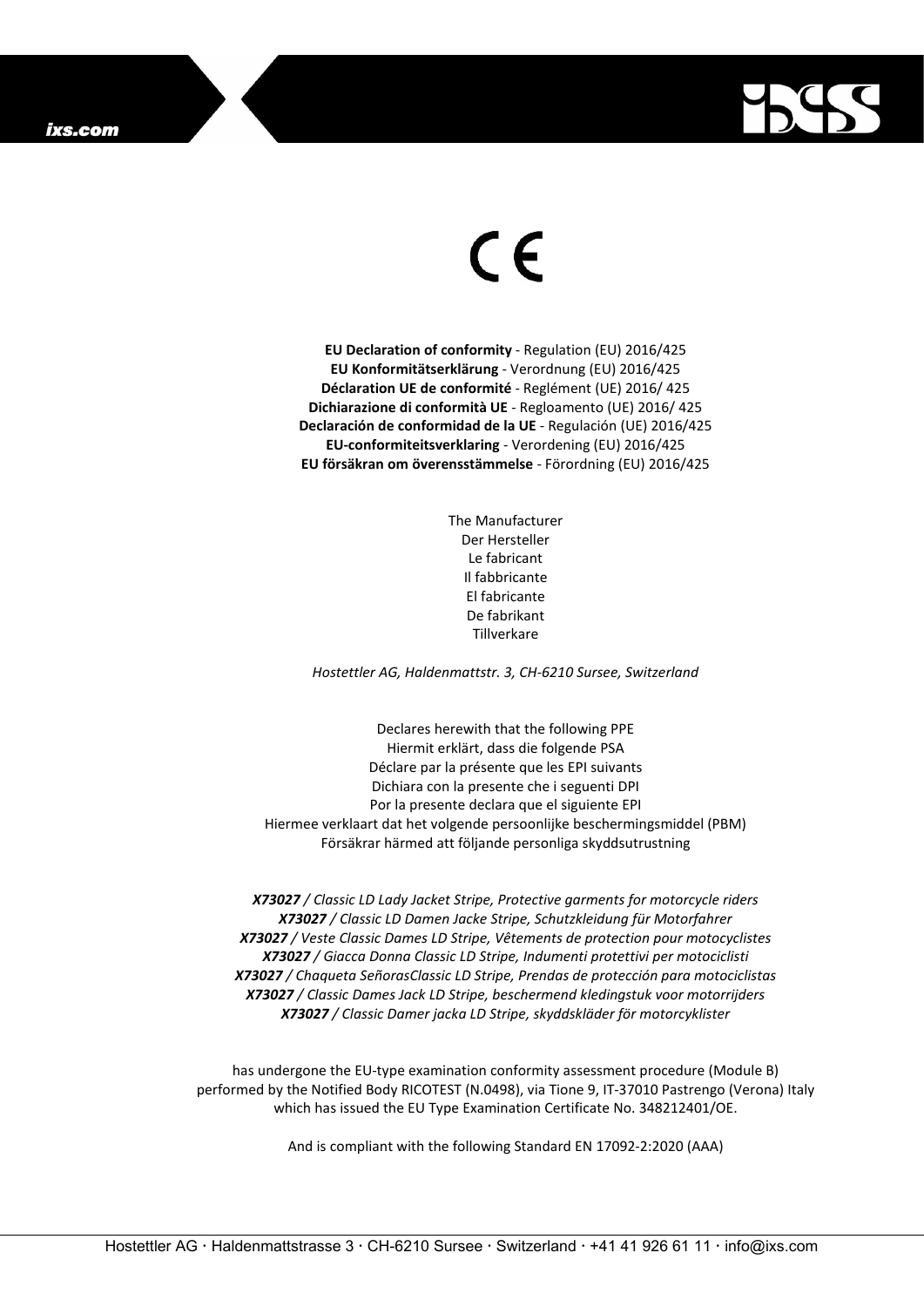CE

**EU Declaration of conformity** - Regulation (EU) 2016/425
**EU Konformitätserklärung** - Verordnung (EU) 2016/425
**Déclaration UE de conformité** - Reglément (UE) 2016/ 425
**Dichiarazione di conformità UE** - Regloamento (UE) 2016/ 425
**Declaración de conformidad de la UE** - Regulación (UE) 2016/425
**EU-conformiteitsverklaring** - Verordening (EU) 2016/425
**EU försäkran om överensstämmelse** - Förordning (EU) 2016/425

The Manufacturer
Der Hersteller
Le fabricant
Il fabbricante
El fabricante
De fabrikant
Tillverkare

*Hostettler AG, Haldenmattstr. 3, CH-6210 Sursee, Switzerland*

Declares herewith that the following PPE
Hiermit erklärt, dass die folgende PSA
Déclare par la présente que les EPI suivants
Dichiara con la presente che i seguenti DPI
Por la presente declara que el siguiente EPI
Hiermee verklaart dat het volgende persoonlijke beschermingsmiddel (PBM)
Försäkrar härmed att följande personliga skyddsutrustning

***X73027*** */ Classic LD Lady Jacket Stripe, Protective garments for motorcycle riders*
***X73027*** */ Classic LD Damen Jacke Stripe, Schutzkleidung für Motorfahrer*
***X73027*** */ Veste Classic Dames LD Stripe, Vêtements de protection pour motocyclistes*
***X73027*** */ Giacca Donna Classic LD Stripe, Indumenti protettivi per motociclisti*
***X73027*** */ Chaqueta SeñorasClassic LD Stripe, Prendas de protección para motociclistas*
***X73027*** */ Classic Dames Jack LD Stripe, beschermend kledingstuk voor motorrijders*
***X73027*** */ Classic Damer jacka LD Stripe, skyddskläder för motorcyklister*

has undergone the EU-type examination conformity assessment procedure (Module B) performed by the Notified Body RICOTEST (N.0498), via Tione 9, IT-37010 Pastrengo (Verona) Italy which has issued the EU Type Examination Certificate No. 348212401/OE.

And is compliant with the following Standard EN 17092-2:2020 (AAA)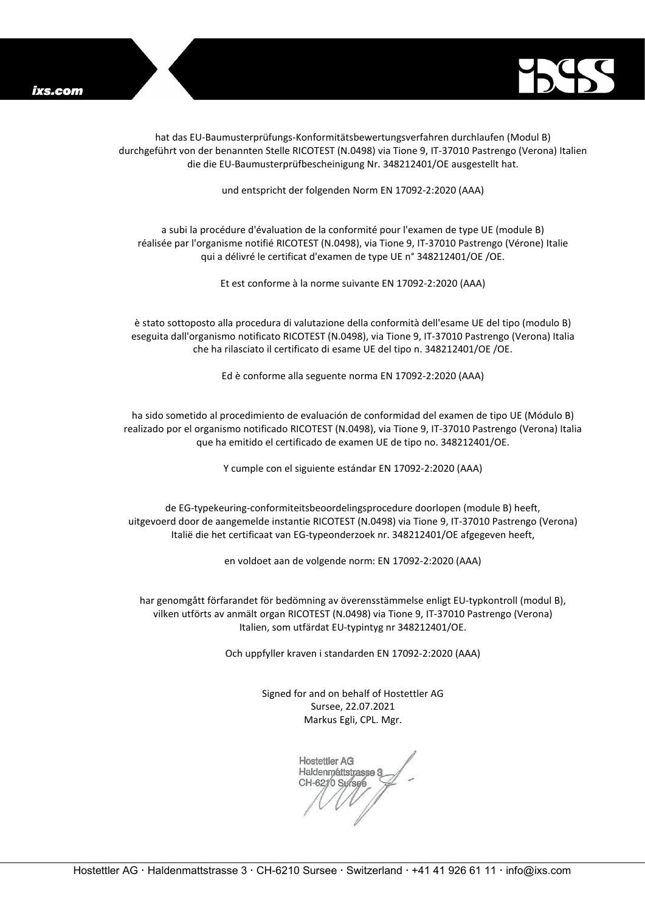hat das EU-Baumusterprüfungs-Konformitätsbewertungsverfahren durchlaufen (Modul B) durchgeführt von der benannten Stelle RICOTEST (N.0498) via Tione 9, IT-37010 Pastrengo (Verona) Italien die die EU-Baumusterprüfbescheinigung Nr. 348212401/OE ausgestellt hat.

und entspricht der folgenden Norm EN 17092-2:2020 (AAA)

a subi la procédure d'évaluation de la conformité pour l'examen de type UE (module B) réalisée par l'organisme notifié RICOTEST (N.0498), via Tione 9, IT-37010 Pastrengo (Vérone) Italie qui a délivré le certificat d'examen de type UE n° 348212401/OE /OE.

Et est conforme à la norme suivante EN 17092-2:2020 (AAA)

è stato sottoposto alla procedura di valutazione della conformità dell'esame UE del tipo (modulo B) eseguita dall'organismo notificato RICOTEST (N.0498), via Tione 9, IT-37010 Pastrengo (Verona) Italia che ha rilasciato il certificato di esame UE del tipo n. 348212401/OE /OE.

Ed è conforme alla seguente norma EN 17092-2:2020 (AAA)

ha sido sometido al procedimiento de evaluación de conformidad del examen de tipo UE (Módulo B) realizado por el organismo notificado RICOTEST (N.0498), via Tione 9, IT-37010 Pastrengo (Verona) Italia que ha emitido el certificado de examen UE de tipo no. 348212401/OE.

Y cumple con el siguiente estándar EN 17092-2:2020 (AAA)

de EG-typekeuring-conformiteitsbeoordelingsprocedure doorlopen (module B) heeft, uitgevoerd door de aangemelde instantie RICOTEST (N.0498) via Tione 9, IT-37010 Pastrengo (Verona) Italië die het certificaat van EG-typeonderzoek nr. 348212401/OE afgegeven heeft,

en voldoet aan de volgende norm: EN 17092-2:2020 (AAA)

har genomgått förfarandet för bedömning av överensstämmelse enligt EU-typkontroll (modul B), vilken utförts av anmält organ RICOTEST (N.0498) via Tione 9, IT-37010 Pastrengo (Verona) Italien, som utfärdat EU-typintyg nr 348212401/OE.

Och uppfyller kraven i standarden EN 17092-2:2020 (AAA)

Signed for and on behalf of Hostettler AG
Sursee, 22.07.2021
Markus Egli, CPL. Mgr.

Hostettler AG
Haldenmattstrasse 3
CH-6210 Sursee